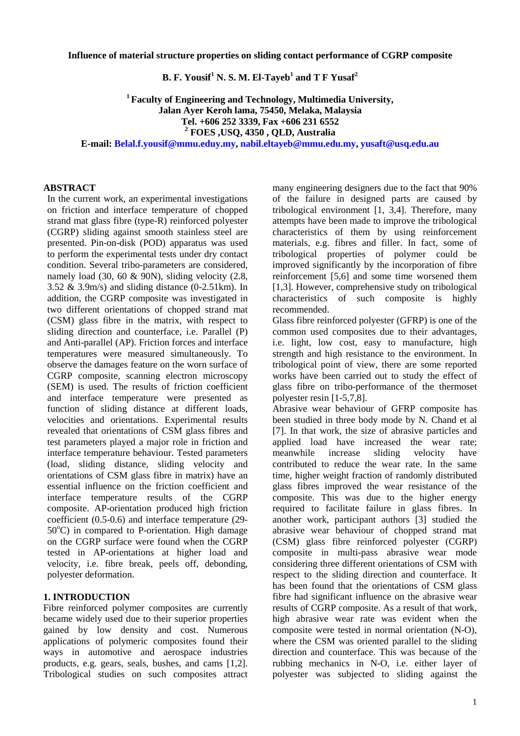**Influence of material structure properties on sliding contact performance of CGRP composite**

**B. F. Yousif[1] N. S. M. El-Tayeb[1] and T F Yusaf[2]**

**[1] Faculty of Engineering and Technology, Multimedia University, Jalan Ayer Keroh lama, 75450, Melaka, Malaysia**
**Tel. +606 252 3339, Fax +606 231 6552**
**[2] FOES ,USQ, 4350 , QLD, Australia**
**E-mail: Belal.f.yousif@mmu.eduy.my, nabil.eltayeb@mmu.edu.my, yusaft@usq.edu.au**

## ABSTRACT

In the current work, an experimental investigations on friction and interface temperature of chopped strand mat glass fibre (type-R) reinforced polyester (CGRP) sliding against smooth stainless steel are presented. Pin-on-disk (POD) apparatus was used to perform the experimental tests under dry contact condition. Several tribo-parameters are considered, namely load (30, 60 & 90N), sliding velocity (2.8, 3.52 & 3.9m/s) and sliding distance (0-2.51km). In addition, the CGRP composite was investigated in two different orientations of chopped strand mat (CSM) glass fibre in the matrix, with respect to sliding direction and counterface, i.e. Parallel (P) and Anti-parallel (AP). Friction forces and interface temperatures were measured simultaneously. To observe the damages feature on the worn surface of CGRP composite, scanning electron microscopy (SEM) is used. The results of friction coefficient and interface temperature were presented as function of sliding distance at different loads, velocities and orientations. Experimental results revealed that orientations of CSM glass fibres and test parameters played a major role in friction and interface temperature behaviour. Tested parameters (load, sliding distance, sliding velocity and orientations of CSM glass fibre in matrix) have an essential influence on the friction coefficient and interface temperature results of the CGRP composite. AP-orientation produced high friction coefficient (0.5-0.6) and interface temperature (29-50$^{o}$C) in compared to P-orientation. High damage on the CGRP surface were found when the CGRP tested in AP-orientations at higher load and velocity, i.e. fibre break, peels off, debonding, polyester deformation.

## 1. INTRODUCTION

Fibre reinforced polymer composites are currently became widely used due to their superior properties gained by low density and cost. Numerous applications of polymeric composites found their ways in automotive and aerospace industries products, e.g. gears, seals, bushes, and cams [1,2]. Tribological studies on such composites attract many engineering designers due to the fact that 90% of the failure in designed parts are caused by tribological environment [1, 3,4]. Therefore, many attempts have been made to improve the tribological characteristics of them by using reinforcement materials, e.g. fibres and filler. In fact, some of tribological properties of polymer could be improved significantly by the incorporation of fibre reinforcement [5,6] and some time worsened them [1,3]. However, comprehensive study on tribological characteristics of such composite is highly recommended.

Glass fibre reinforced polyester (GFRP) is one of the common used composites due to their advantages, i.e. light, low cost, easy to manufacture, high strength and high resistance to the environment. In tribological point of view, there are some reported works have been carried out to study the effect of glass fibre on tribo-performance of the thermoset polyester resin [1-5,7,8].

Abrasive wear behaviour of GFRP composite has been studied in three body mode by N. Chand et al [7]. In that work, the size of abrasive particles and applied load have increased the wear rate; meanwhile increase sliding velocity have contributed to reduce the wear rate. In the same time, higher weight fraction of randomly distributed glass fibres improved the wear resistance of the composite. This was due to the higher energy required to facilitate failure in glass fibres. In another work, participant authors [3] studied the abrasive wear behaviour of chopped strand mat (CSM) glass fibre reinforced polyester (CGRP) composite in multi-pass abrasive wear mode considering three different orientations of CSM with respect to the sliding direction and counterface. It has been found that the orientations of CSM glass fibre had significant influence on the abrasive wear results of CGRP composite. As a result of that work, high abrasive wear rate was evident when the composite were tested in normal orientation (N-O), where the CSM was oriented parallel to the sliding direction and counterface. This was because of the rubbing mechanics in N-O, i.e. either layer of polyester was subjected to sliding against the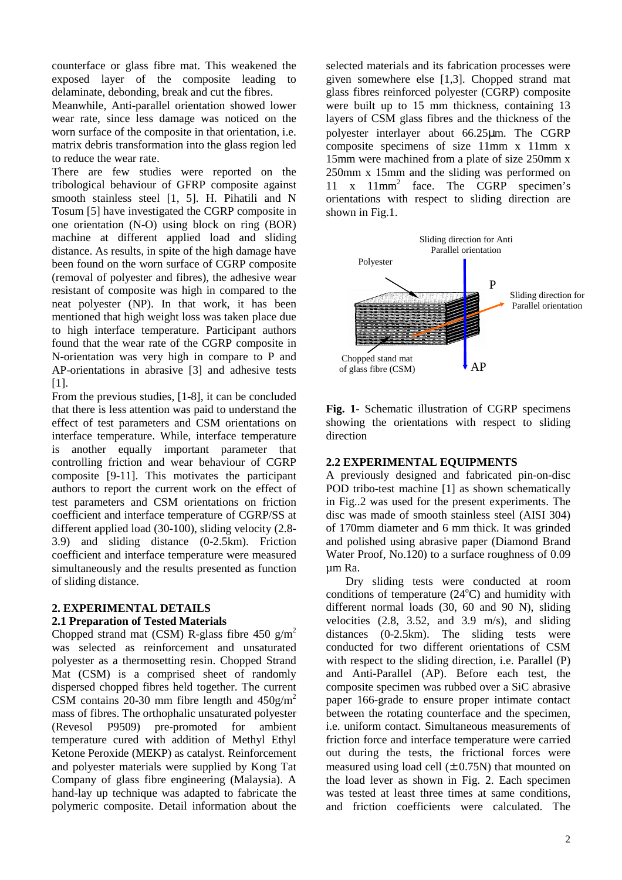counterface or glass fibre mat. This weakened the exposed layer of the composite leading to delaminate, debonding, break and cut the fibres.

Meanwhile, Anti-parallel orientation showed lower wear rate, since less damage was noticed on the worn surface of the composite in that orientation, i.e. matrix debris transformation into the glass region led to reduce the wear rate.

There are few studies were reported on the tribological behaviour of GFRP composite against smooth stainless steel [1, 5]. H. Pihatili and N Tosum [5] have investigated the CGRP composite in one orientation (N-O) using block on ring (BOR) machine at different applied load and sliding distance. As results, in spite of the high damage have been found on the worn surface of CGRP composite (removal of polyester and fibres), the adhesive wear resistant of composite was high in compared to the neat polyester (NP). In that work, it has been mentioned that high weight loss was taken place due to high interface temperature. Participant authors found that the wear rate of the CGRP composite in N-orientation was very high in compare to P and AP-orientations in abrasive [3] and adhesive tests [1].

From the previous studies, [1-8], it can be concluded that there is less attention was paid to understand the effect of test parameters and CSM orientations on interface temperature. While, interface temperature is another equally important parameter that controlling friction and wear behaviour of CGRP composite [9-11]. This motivates the participant authors to report the current work on the effect of test parameters and CSM orientations on friction coefficient and interface temperature of CGRP/SS at different applied load (30-100), sliding velocity (2.8-3.9) and sliding distance (0-2.5km). Friction coefficient and interface temperature were measured simultaneously and the results presented as function of sliding distance.

## 2. EXPERIMENTAL DETAILS

### 2.1 Preparation of Tested Materials

Chopped strand mat (CSM) R-glass fibre 450 g/m$^2$ was selected as reinforcement and unsaturated polyester as a thermosetting resin. Chopped Strand Mat (CSM) is a comprised sheet of randomly dispersed chopped fibres held together. The current CSM contains 20-30 mm fibre length and 450g/m$^2$ mass of fibres. The orthophalic unsaturated polyester (Revesol P9509) pre-promoted for ambient temperature cured with addition of Methyl Ethyl Ketone Peroxide (MEKP) as catalyst. Reinforcement and polyester materials were supplied by Kong Tat Company of glass fibre engineering (Malaysia). A hand-lay up technique was adapted to fabricate the polymeric composite. Detail information about the selected materials and its fabrication processes were given somewhere else [1,3]. Chopped strand mat glass fibres reinforced polyester (CGRP) composite were built up to 15 mm thickness, containing 13 layers of CSM glass fibres and the thickness of the polyester interlayer about 66.25μm. The CGRP composite specimens of size 11mm x 11mm x 15mm were machined from a plate of size 250mm x 250mm x 15mm and the sliding was performed on 11 x 11mm$^2$ face. The CGRP specimen's orientations with respect to sliding direction are shown in Fig.1.

Sliding direction for Anti Parallel orientation

Polyester

P

Sliding direction for Parallel orientation

Chopped stand mat of glass fibre (CSM)

AP

**Fig. 1-** Schematic illustration of CGRP specimens showing the orientations with respect to sliding direction

### 2.2 EXPERIMENTAL EQUIPMENTS

A previously designed and fabricated pin-on-disc POD tribo-test machine [1] as shown schematically in Fig..2 was used for the present experiments. The disc was made of smooth stainless steel (AISI 304) of 170mm diameter and 6 mm thick. It was grinded and polished using abrasive paper (Diamond Brand Water Proof, No.120) to a surface roughness of 0.09 μm Ra.

Dry sliding tests were conducted at room conditions of temperature (24°C) and humidity with different normal loads (30, 60 and 90 N), sliding velocities (2.8, 3.52, and 3.9 m/s), and sliding distances (0-2.5km). The sliding tests were conducted for two different orientations of CSM with respect to the sliding direction, i.e. Parallel (P) and Anti-Parallel (AP). Before each test, the composite specimen was rubbed over a SiC abrasive paper 166-grade to ensure proper intimate contact between the rotating counterface and the specimen, i.e. uniform contact. Simultaneous measurements of friction force and interface temperature were carried out during the tests, the frictional forces were measured using load cell (±0.75N) that mounted on the load lever as shown in Fig. 2. Each specimen was tested at least three times at same conditions, and friction coefficients were calculated. The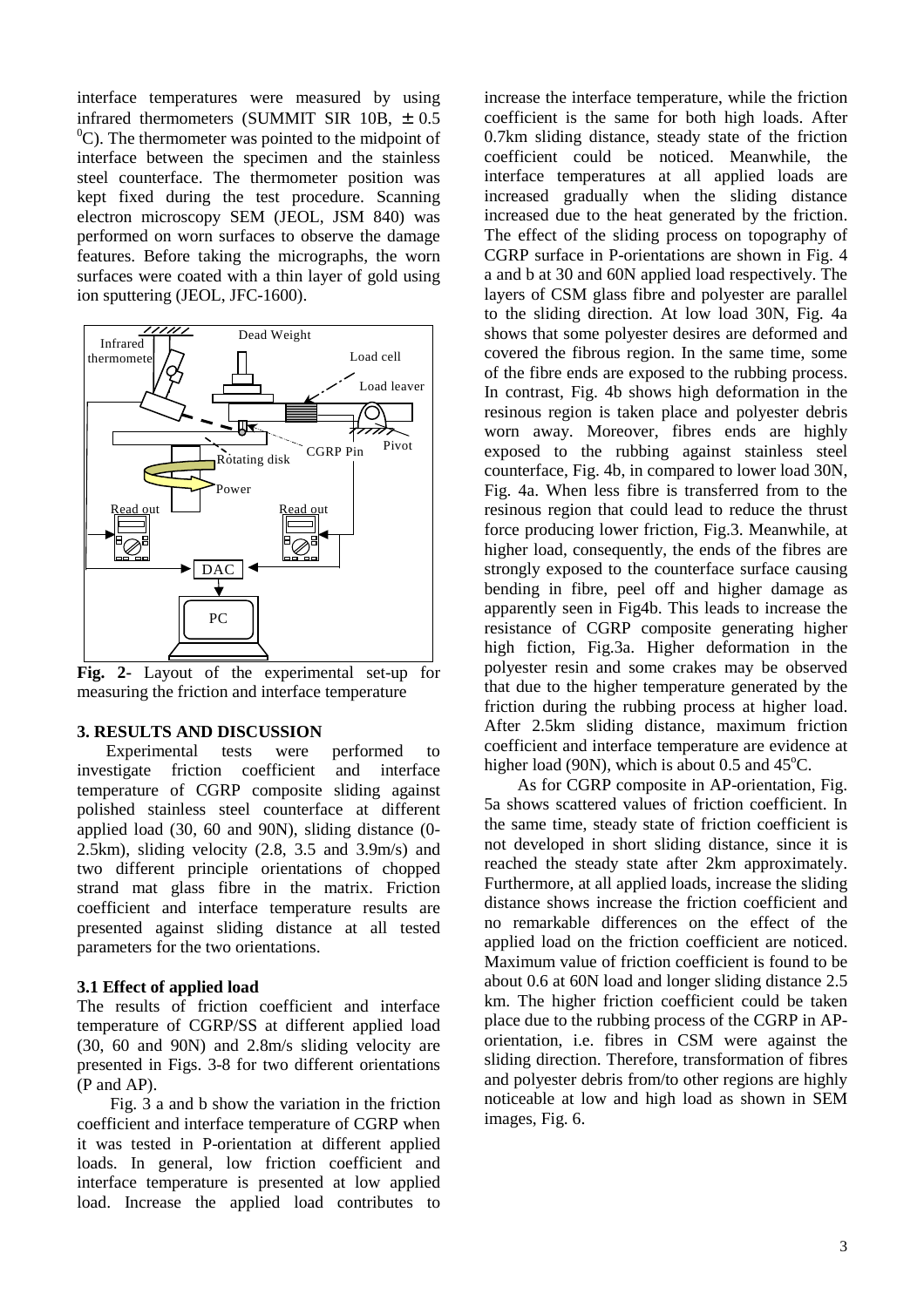interface temperatures were measured by using infrared thermometers (SUMMIT SIR 10B, ± 0.5 $^0$C). The thermometer was pointed to the midpoint of interface between the specimen and the stainless steel counterface. The thermometer position was kept fixed during the test procedure. Scanning electron microscopy SEM (JEOL, JSM 840) was performed on worn surfaces to observe the damage features. Before taking the micrographs, the worn surfaces were coated with a thin layer of gold using ion sputtering (JEOL, JFC-1600).

Infrared thermomete
Dead Weight
Load cell
Load leaver
Pivot
CGRP Pin
Rotating disk
Power
Read out
Read out
DAC
PC

**Fig. 2-** Layout of the experimental set-up for measuring the friction and interface temperature

## 3. RESULTS AND DISCUSSION

Experimental tests were performed to investigate friction coefficient and interface temperature of CGRP composite sliding against polished stainless steel counterface at different applied load (30, 60 and 90N), sliding distance (0-2.5km), sliding velocity (2.8, 3.5 and 3.9m/s) and two different principle orientations of chopped strand mat glass fibre in the matrix. Friction coefficient and interface temperature results are presented against sliding distance at all tested parameters for the two orientations.

### 3.1 Effect of applied load

The results of friction coefficient and interface temperature of CGRP/SS at different applied load (30, 60 and 90N) and 2.8m/s sliding velocity are presented in Figs. 3-8 for two different orientations (P and AP).

Fig. 3 a and b show the variation in the friction coefficient and interface temperature of CGRP when it was tested in P-orientation at different applied loads. In general, low friction coefficient and interface temperature is presented at low applied load. Increase the applied load contributes to increase the interface temperature, while the friction coefficient is the same for both high loads. After 0.7km sliding distance, steady state of the friction coefficient could be noticed. Meanwhile, the interface temperatures at all applied loads are increased gradually when the sliding distance increased due to the heat generated by the friction. The effect of the sliding process on topography of CGRP surface in P-orientations are shown in Fig. 4 a and b at 30 and 60N applied load respectively. The layers of CSM glass fibre and polyester are parallel to the sliding direction. At low load 30N, Fig. 4a shows that some polyester desires are deformed and covered the fibrous region. In the same time, some of the fibre ends are exposed to the rubbing process. In contrast, Fig. 4b shows high deformation in the resinous region is taken place and polyester debris worn away. Moreover, fibres ends are highly exposed to the rubbing against stainless steel counterface, Fig. 4b, in compared to lower load 30N, Fig. 4a. When less fibre is transferred from to the resinous region that could lead to reduce the thrust force producing lower friction, Fig.3. Meanwhile, at higher load, consequently, the ends of the fibres are strongly exposed to the counterface surface causing bending in fibre, peel off and higher damage as apparently seen in Fig4b. This leads to increase the resistance of CGRP composite generating higher high fiction, Fig.3a. Higher deformation in the polyester resin and some crakes may be observed that due to the higher temperature generated by the friction during the rubbing process at higher load. After 2.5km sliding distance, maximum friction coefficient and interface temperature are evidence at higher load (90N), which is about 0.5 and 45$^o$C.

As for CGRP composite in AP-orientation, Fig. 5a shows scattered values of friction coefficient. In the same time, steady state of friction coefficient is not developed in short sliding distance, since it is reached the steady state after 2km approximately. Furthermore, at all applied loads, increase the sliding distance shows increase the friction coefficient and no remarkable differences on the effect of the applied load on the friction coefficient are noticed. Maximum value of friction coefficient is found to be about 0.6 at 60N load and longer sliding distance 2.5 km. The higher friction coefficient could be taken place due to the rubbing process of the CGRP in AP-orientation, i.e. fibres in CSM were against the sliding direction. Therefore, transformation of fibres and polyester debris from/to other regions are highly noticeable at low and high load as shown in SEM images, Fig. 6.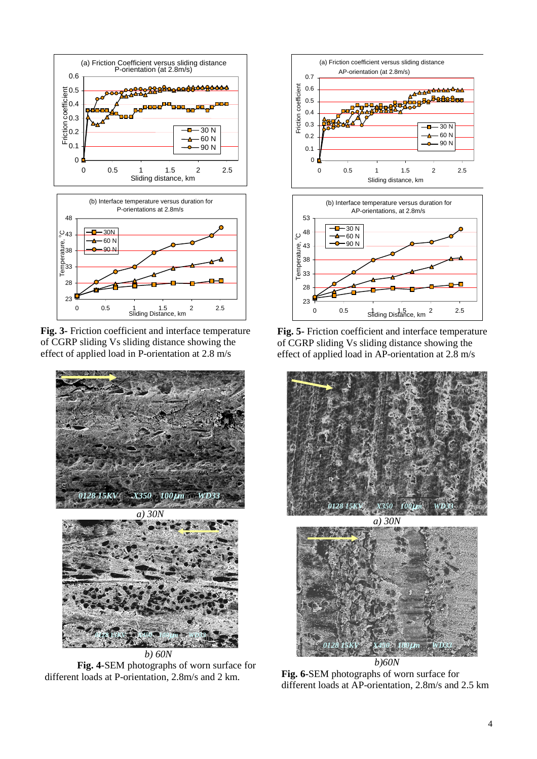(a) Friction Coefficient versus sliding distance
P-orientation (at 2.8m/s)

Friction coefficient

0.6
0.5
0.4
0.3
0.2
0.1
0

0 0.5 1 1.5 2 2.5

Sliding distance, km

30 N
60 N
90 N

(b) Interface temperature versus duration for
P-orientations at 2.8m/s

Temperature, °C

48
43
38
33
28
23

0 0.5 1 1.5 2 2.5

Sliding Distance, km

30N
60 N
90 N

**Fig. 3-** Friction coefficient and interface temperature of CGRP sliding Vs sliding distance showing the effect of applied load in P-orientation at 2.8 m/s

0128 15KV X350 100μm WD33

*a) 30N*

*b) 60N*

**Fig. 4-**SEM photographs of worn surface for different loads at P-orientation, 2.8m/s and 2 km.

(a) Friction coefficient versus sliding distance
AP-orientation (at 2.8m/s)

Friction coefficient

0.7
0.6
0.5
0.4
0.3
0.2
0.1
0

0 0.5 1 1.5 2 2.5

Sliding distance, km

30 N
60 N
90 N

(b) Interface temperature versus duration for
AP-orientations, at 2.8m/s

Temperature, °C

53
48
43
38
33
28
23

0 0.5 1 1.5 2 2.5

Sliding Distance, km

30 N
60 N
90 N

**Fig. 5-** Friction coefficient and interface temperature of CGRP sliding Vs sliding distance showing the effect of applied load in AP-orientation at 2.8 m/s

0128 15KV X350 100μm WD33

*a) 30N*

0128 15KV X450 100μm WD33

*b)60N*

**Fig. 6-**SEM photographs of worn surface for different loads at AP-orientation, 2.8m/s and 2.5 km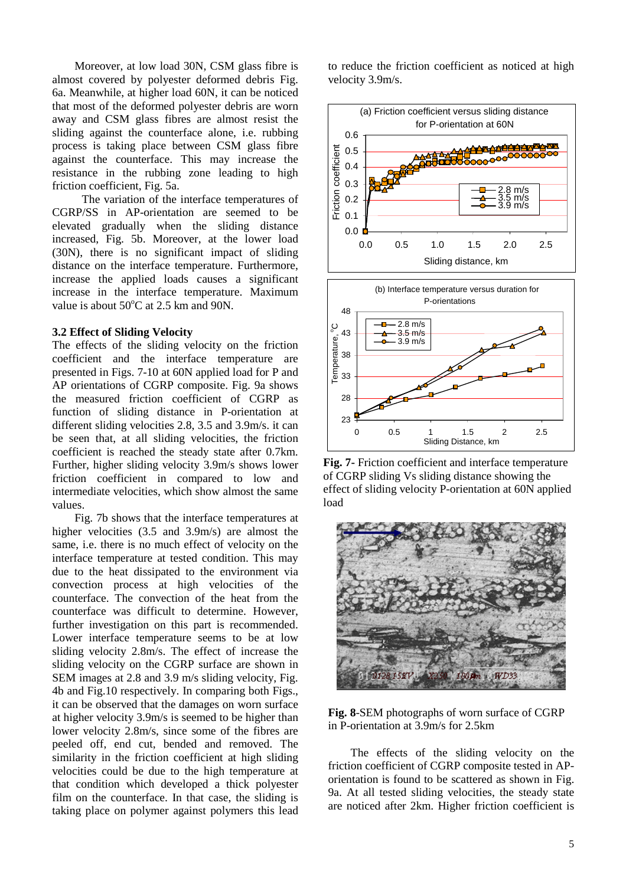Moreover, at low load 30N, CSM glass fibre is almost covered by polyester deformed debris Fig. 6a. Meanwhile, at higher load 60N, it can be noticed that most of the deformed polyester debris are worn away and CSM glass fibres are almost resist the sliding against the counterface alone, i.e. rubbing process is taking place between CSM glass fibre against the counterface. This may increase the resistance in the rubbing zone leading to high friction coefficient, Fig. 5a.

The variation of the interface temperatures of CGRP/SS in AP-orientation are seemed to be elevated gradually when the sliding distance increased, Fig. 5b. Moreover, at the lower load (30N), there is no significant impact of sliding distance on the interface temperature. Furthermore, increase the applied loads causes a significant increase in the interface temperature. Maximum value is about 50°C at 2.5 km and 90N.

### 3.2 Effect of Sliding Velocity

The effects of the sliding velocity on the friction coefficient and the interface temperature are presented in Figs. 7-10 at 60N applied load for P and AP orientations of CGRP composite. Fig. 9a shows the measured friction coefficient of CGRP as function of sliding distance in P-orientation at different sliding velocities 2.8, 3.5 and 3.9m/s. it can be seen that, at all sliding velocities, the friction coefficient is reached the steady state after 0.7km. Further, higher sliding velocity 3.9m/s shows lower friction coefficient in compared to low and intermediate velocities, which show almost the same values.

Fig. 7b shows that the interface temperatures at higher velocities (3.5 and 3.9m/s) are almost the same, i.e. there is no much effect of velocity on the interface temperature at tested condition. This may due to the heat dissipated to the environment via convection process at high velocities of the counterface. The convection of the heat from the counterface was difficult to determine. However, further investigation on this part is recommended. Lower interface temperature seems to be at low sliding velocity 2.8m/s. The effect of increase the sliding velocity on the CGRP surface are shown in SEM images at 2.8 and 3.9 m/s sliding velocity, Fig. 4b and Fig.10 respectively. In comparing both Figs., it can be observed that the damages on worn surface at higher velocity 3.9m/s is seemed to be higher than lower velocity 2.8m/s, since some of the fibres are peeled off, end cut, bended and removed. The similarity in the friction coefficient at high sliding velocities could be due to the high temperature at that condition which developed a thick polyester film on the counterface. In that case, the sliding is taking place on polymer against polymers this lead to reduce the friction coefficient as noticed at high velocity 3.9m/s.

**Fig. 7-** Friction coefficient and interface temperature of CGRP sliding Vs sliding distance showing the effect of sliding velocity P-orientation at 60N applied load

**Fig. 8**-SEM photographs of worn surface of CGRP in P-orientation at 3.9m/s for 2.5km

The effects of the sliding velocity on the friction coefficient of CGRP composite tested in AP-orientation is found to be scattered as shown in Fig. 9a. At all tested sliding velocities, the steady state are noticed after 2km. Higher friction coefficient is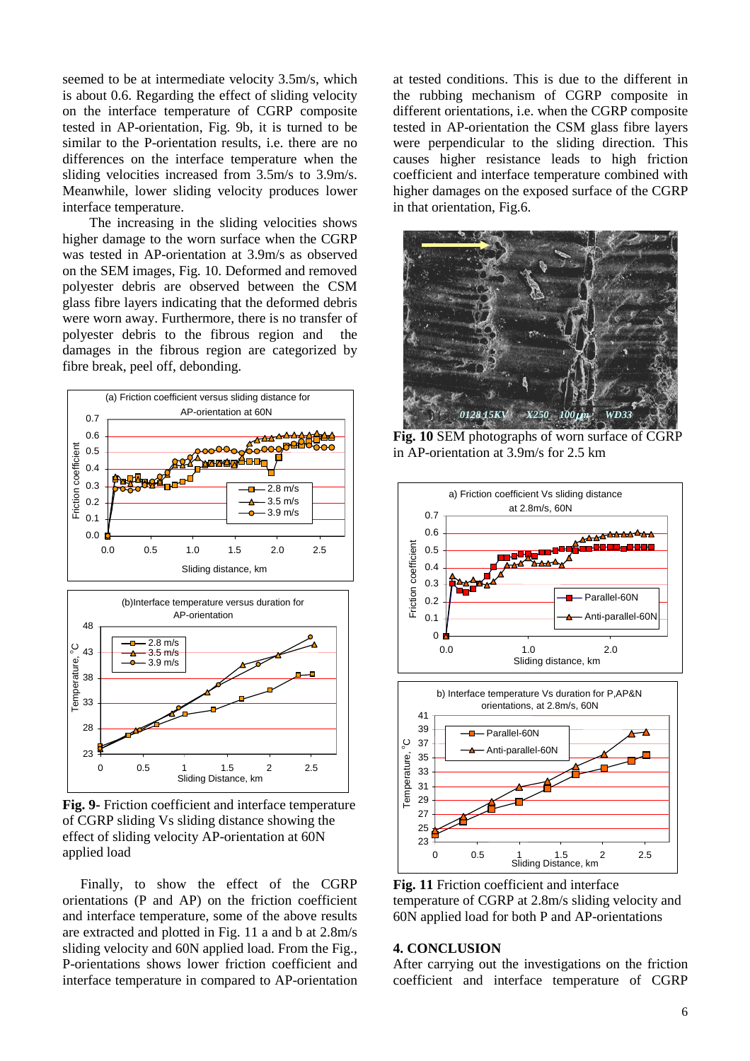seemed to be at intermediate velocity 3.5m/s, which is about 0.6. Regarding the effect of sliding velocity on the interface temperature of CGRP composite tested in AP-orientation, Fig. 9b, it is turned to be similar to the P-orientation results, i.e. there are no differences on the interface temperature when the sliding velocities increased from 3.5m/s to 3.9m/s. Meanwhile, lower sliding velocity produces lower interface temperature.

The increasing in the sliding velocities shows higher damage to the worn surface when the CGRP was tested in AP-orientation at 3.9m/s as observed on the SEM images, Fig. 10. Deformed and removed polyester debris are observed between the CSM glass fibre layers indicating that the deformed debris were worn away. Furthermore, there is no transfer of polyester debris to the fibrous region and the damages in the fibrous region are categorized by fibre break, peel off, debonding.

(a) Friction coefficient versus sliding distance for AP-orientation at 60N

Friction coefficient

0.0
0.1
0.2
0.3
0.4
0.5
0.6
0.7

0.0
0.5
1.0
1.5
2.0
2.5

Sliding distance, km

2.8 m/s
3.5 m/s
3.9 m/s

(b)Interface temperature versus duration for AP-orientation

Temperature, °C

23
28
33
38
43
48

0
0.5
1
1.5
2
2.5

Sliding Distance, km

2.8 m/s
3.5 m/s
3.9 m/s

**Fig. 9-** Friction coefficient and interface temperature of CGRP sliding Vs sliding distance showing the effect of sliding velocity AP-orientation at 60N applied load

Finally, to show the effect of the CGRP orientations (P and AP) on the friction coefficient and interface temperature, some of the above results are extracted and plotted in Fig. 11 a and b at 2.8m/s sliding velocity and 60N applied load. From the Fig., P-orientations shows lower friction coefficient and interface temperature in compared to AP-orientation at tested conditions. This is due to the different in the rubbing mechanism of CGRP composite in different orientations, i.e. when the CGRP composite tested in AP-orientation the CSM glass fibre layers were perpendicular to the sliding direction. This causes higher resistance leads to high friction coefficient and interface temperature combined with higher damages on the exposed surface of the CGRP in that orientation, Fig.6.

0128 15KV X250 100μm WD33

**Fig. 10** SEM photographs of worn surface of CGRP in AP-orientation at 3.9m/s for 2.5 km

a) Friction coefficient Vs sliding distance at 2.8m/s, 60N

Friction coefficient

0
0.1
0.2
0.3
0.4
0.5
0.6
0.7

0.0
1.0
2.0

Sliding distance, km

Parallel-60N
Anti-parallel-60N

b) Interface temperature Vs duration for P,AP&N orientations, at 2.8m/s, 60N

Temperature, °C

23
25
27
29
31
33
35
37
39
41

0
0.5
1
1.5
2
2.5

Sliding Distance, km

Parallel-60N
Anti-parallel-60N

**Fig. 11** Friction coefficient and interface temperature of CGRP at 2.8m/s sliding velocity and 60N applied load for both P and AP-orientations

## 4. CONCLUSION

After carrying out the investigations on the friction coefficient and interface temperature of CGRP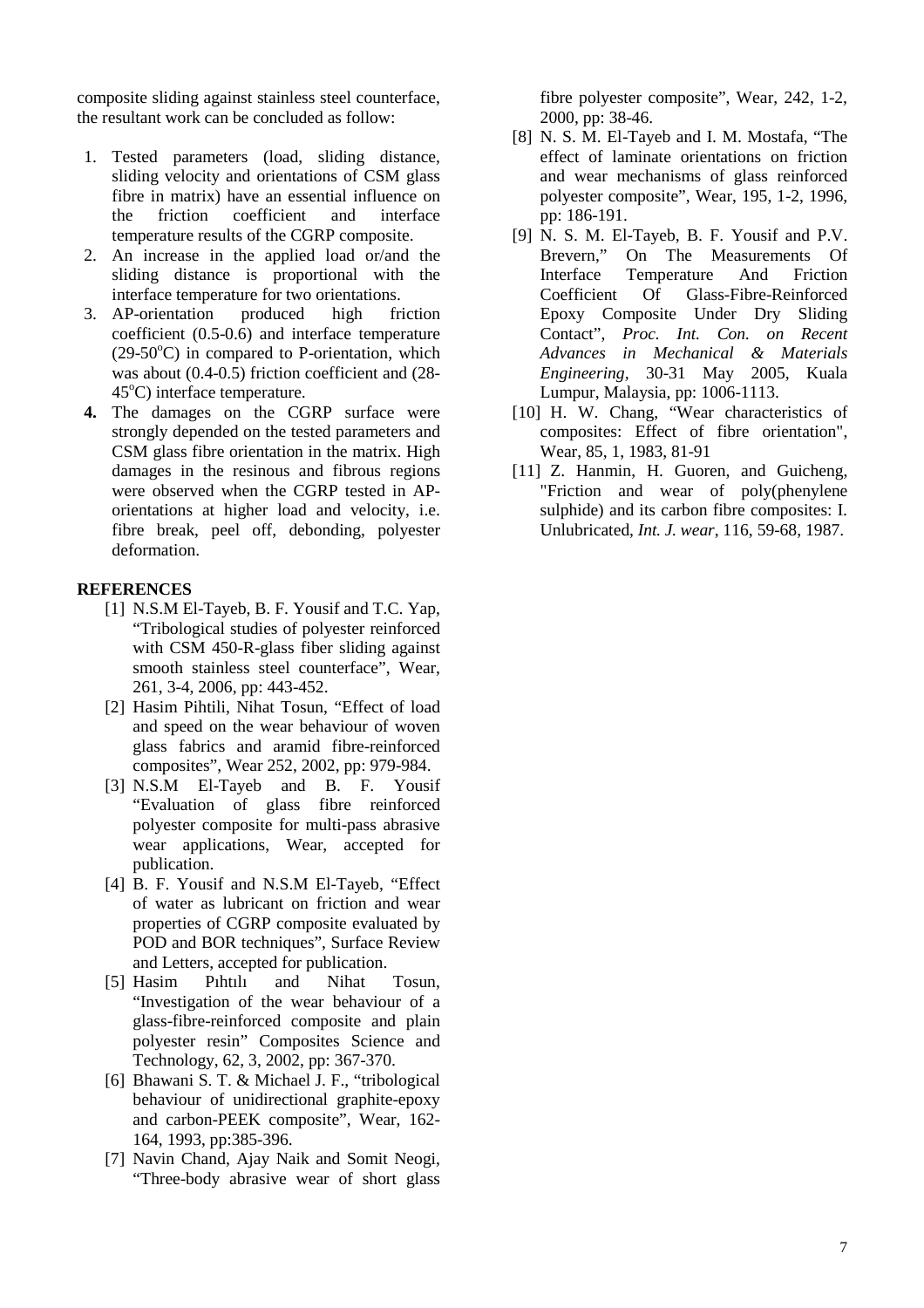composite sliding against stainless steel counterface, the resultant work can be concluded as follow:

1. Tested parameters (load, sliding distance, sliding velocity and orientations of CSM glass fibre in matrix) have an essential influence on the friction coefficient and interface temperature results of the CGRP composite.
2. An increase in the applied load or/and the sliding distance is proportional with the interface temperature for two orientations.
3. AP-orientation produced high friction coefficient (0.5-0.6) and interface temperature (29-50°C) in compared to P-orientation, which was about (0.4-0.5) friction coefficient and (28-45°C) interface temperature.
4. The damages on the CGRP surface were strongly depended on the tested parameters and CSM glass fibre orientation in the matrix. High damages in the resinous and fibrous regions were observed when the CGRP tested in AP-orientations at higher load and velocity, i.e. fibre break, peel off, debonding, polyester deformation.

**REFERENCES**

[1] N.S.M El-Tayeb, B. F. Yousif and T.C. Yap, “Tribological studies of polyester reinforced with CSM 450-R-glass fiber sliding against smooth stainless steel counterface”, Wear, 261, 3-4, 2006, pp: 443-452.

[2] Hasim Pihtili, Nihat Tosun, “Effect of load and speed on the wear behaviour of woven glass fabrics and aramid fibre-reinforced composites”, Wear 252, 2002, pp: 979-984.

[3] N.S.M El-Tayeb and B. F. Yousif “Evaluation of glass fibre reinforced polyester composite for multi-pass abrasive wear applications, Wear, accepted for publication.

[4] B. F. Yousif and N.S.M El-Tayeb, “Effect of water as lubricant on friction and wear properties of CGRP composite evaluated by POD and BOR techniques”, Surface Review and Letters, accepted for publication.

[5] Hasim Pıhtılı and Nihat Tosun, “Investigation of the wear behaviour of a glass-fibre-reinforced composite and plain polyester resin” Composites Science and Technology, 62, 3, 2002, pp: 367-370.

[6] Bhawani S. T. & Michael J. F., “tribological behaviour of unidirectional graphite-epoxy and carbon-PEEK composite”, Wear, 162-164, 1993, pp:385-396.

[7] Navin Chand, Ajay Naik and Somit Neogi, “Three-body abrasive wear of short glass fibre polyester composite”, Wear, 242, 1-2, 2000, pp: 38-46.

[8] N. S. M. El-Tayeb and I. M. Mostafa, “The effect of laminate orientations on friction and wear mechanisms of glass reinforced polyester composite”, Wear, 195, 1-2, 1996, pp: 186-191.

[9] N. S. M. El-Tayeb, B. F. Yousif and P.V. Brevern,” On The Measurements Of Interface Temperature And Friction Coefficient Of Glass-Fibre-Reinforced Epoxy Composite Under Dry Sliding Contact”, *Proc. Int. Con. on Recent Advances in Mechanical & Materials Engineering*, 30-31 May 2005, Kuala Lumpur, Malaysia, pp: 1006-1113.

[10] H. W. Chang, “Wear characteristics of composites: Effect of fibre orientation", Wear, 85, 1, 1983, 81-91

[11] Z. Hanmin, H. Guoren, and Guicheng, "Friction and wear of poly(phenylene sulphide) and its carbon fibre composites: I. Unlubricated, *Int. J. wear*, 116, 59-68, 1987.